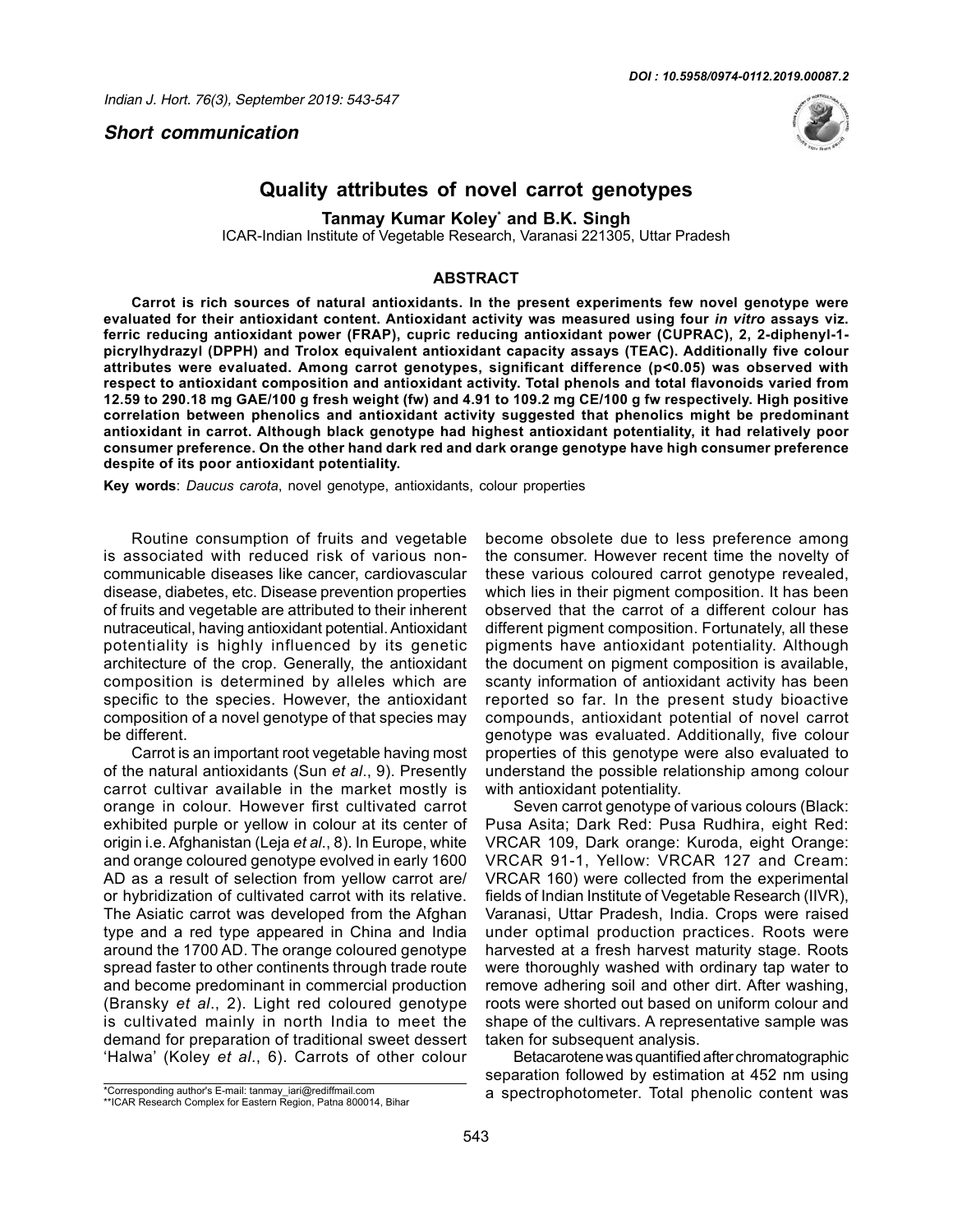*Short communication*

# Quality attributes of novel carrot genotypes

**Tanmay Kumar Koley*** **and B.K. Singh**

ICAR-Indian Institute of Vegetable Research, Varanasi 221305, Uttar Pradesh

## ABSTRACT

**Carrot is rich sources of natural antioxidants. In the present experiments few novel genotype were evaluated for their antioxidant content. Antioxidant activity was measured using four *in vitro* assays viz. ferric reducing antioxidant power (FRAP), cupric reducing antioxidant power (CUPRAC), 2, 2-diphenyl-1-picrylhydrazyl (DPPH) and Trolox equivalent antioxidant capacity assays (TEAC). Additionally five colour attributes were evaluated. Among carrot genotypes, significant difference ($p<0.05$) was observed with respect to antioxidant composition and antioxidant activity. Total phenols and total flavonoids varied from 12.59 to 290.18 mg GAE/100 g fresh weight (fw) and 4.91 to 109.2 mg CE/100 g fw respectively. High positive correlation between phenolics and antioxidant activity suggested that phenolics might be predominant antioxidant in carrot. Although black genotype had highest antioxidant potentiality, it had relatively poor consumer preference. On the other hand dark red and dark orange genotype have high consumer preference despite of its poor antioxidant potentiality.**

**Key words**: *Daucus carota*, novel genotype, antioxidants, colour properties

Routine consumption of fruits and vegetable is associated with reduced risk of various non-communicable diseases like cancer, cardiovascular disease, diabetes, etc. Disease prevention properties of fruits and vegetable are attributed to their inherent nutraceutical, having antioxidant potential. Antioxidant potentiality is highly influenced by its genetic architecture of the crop. Generally, the antioxidant composition is determined by alleles which are specific to the species. However, the antioxidant composition of a novel genotype of that species may be different.

Carrot is an important root vegetable having most of the natural antioxidants (Sun *et al*., 9). Presently carrot cultivar available in the market mostly is orange in colour. However first cultivated carrot exhibited purple or yellow in colour at its center of origin i.e. Afghanistan (Leja *et al*., 8). In Europe, white and orange coloured genotype evolved in early 1600 AD as a result of selection from yellow carrot are/ or hybridization of cultivated carrot with its relative. The Asiatic carrot was developed from the Afghan type and a red type appeared in China and India around the 1700 AD. The orange coloured genotype spread faster to other continents through trade route and become predominant in commercial production (Bransky *et al*., 2). Light red coloured genotype is cultivated mainly in north India to meet the demand for preparation of traditional sweet dessert 'Halwa' (Koley *et al*., 6). Carrots of other colour become obsolete due to less preference among the consumer. However recent time the novelty of these various coloured carrot genotype revealed, which lies in their pigment composition. It has been observed that the carrot of a different colour has different pigment composition. Fortunately, all these pigments have antioxidant potentiality. Although the document on pigment composition is available, scanty information of antioxidant activity has been reported so far. In the present study bioactive compounds, antioxidant potential of novel carrot genotype was evaluated. Additionally, five colour properties of this genotype were also evaluated to understand the possible relationship among colour with antioxidant potentiality.

Seven carrot genotype of various colours (Black: Pusa Asita; Dark Red: Pusa Rudhira, eight Red: VRCAR 109, Dark orange: Kuroda, eight Orange: VRCAR 91-1, Yellow: VRCAR 127 and Cream: VRCAR 160) were collected from the experimental fields of Indian Institute of Vegetable Research (IIVR), Varanasi, Uttar Pradesh, India. Crops were raised under optimal production practices. Roots were harvested at a fresh harvest maturity stage. Roots were thoroughly washed with ordinary tap water to remove adhering soil and other dirt. After washing, roots were shorted out based on uniform colour and shape of the cultivars. A representative sample was taken for subsequent analysis.

Betacarotene was quantified after chromatographic separation followed by estimation at 452 nm using a spectrophotometer. Total phenolic content was

*Corresponding author's E-mail: tanmay_iari@rediffmail.com

**ICAR Research Complex for Eastern Region, Patna 800014, Bihar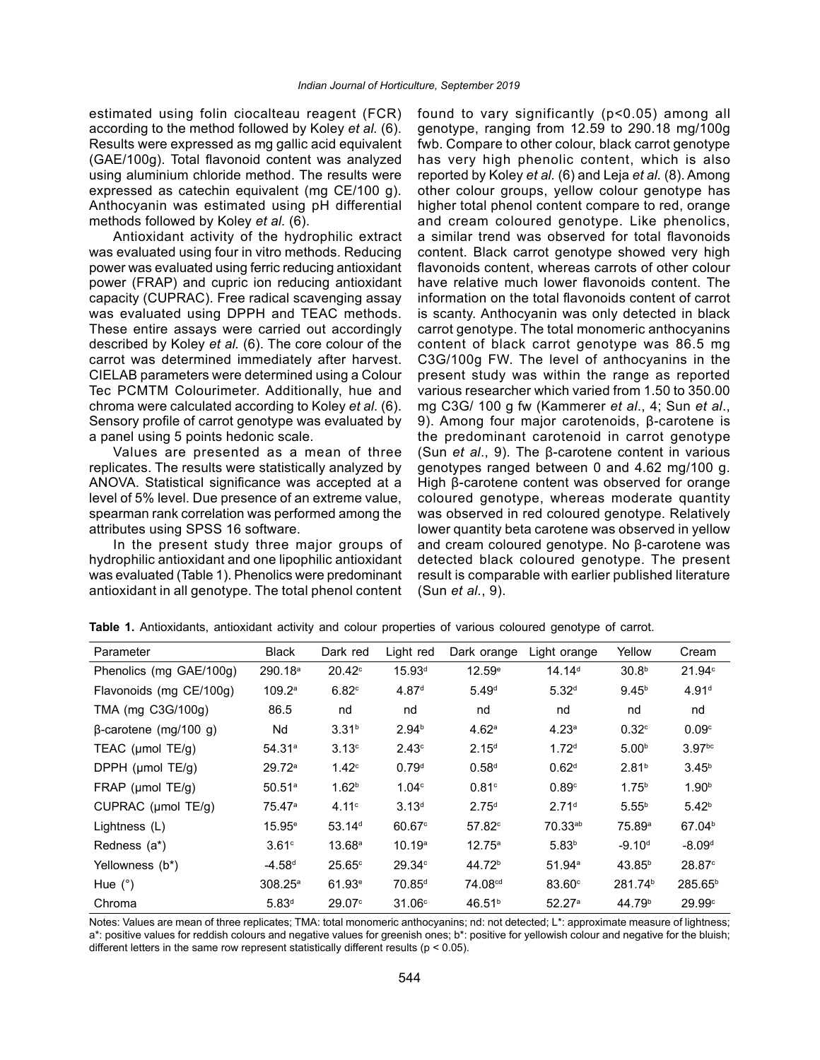estimated using folin ciocalteau reagent (FCR) according to the method followed by Koley *et al.* (6). Results were expressed as mg gallic acid equivalent (GAE/100g). Total flavonoid content was analyzed using aluminium chloride method. The results were expressed as catechin equivalent (mg CE/100 g). Anthocyanin was estimated using pH differential methods followed by Koley *et al.* (6).

Antioxidant activity of the hydrophilic extract was evaluated using four in vitro methods. Reducing power was evaluated using ferric reducing antioxidant power (FRAP) and cupric ion reducing antioxidant capacity (CUPRAC). Free radical scavenging assay was evaluated using DPPH and TEAC methods. These entire assays were carried out accordingly described by Koley *et al.* (6). The core colour of the carrot was determined immediately after harvest. CIELAB parameters were determined using a Colour Tec PCMTM Colourimeter. Additionally, hue and chroma were calculated according to Koley *et al.* (6). Sensory profile of carrot genotype was evaluated by a panel using 5 points hedonic scale.

Values are presented as a mean of three replicates. The results were statistically analyzed by ANOVA. Statistical significance was accepted at a level of 5% level. Due presence of an extreme value, spearman rank correlation was performed among the attributes using SPSS 16 software.

In the present study three major groups of hydrophilic antioxidant and one lipophilic antioxidant was evaluated (Table 1). Phenolics were predominant antioxidant in all genotype. The total phenol content found to vary significantly ($p<0.05$) among all genotype, ranging from 12.59 to 290.18 mg/100g fwb. Compare to other colour, black carrot genotype has very high phenolic content, which is also reported by Koley *et al.* (6) and Leja *et al.* (8). Among other colour groups, yellow colour genotype has higher total phenol content compare to red, orange and cream coloured genotype. Like phenolics, a similar trend was observed for total flavonoids content. Black carrot genotype showed very high flavonoids content, whereas carrots of other colour have relative much lower flavonoids content. The information on the total flavonoids content of carrot is scanty. Anthocyanin was only detected in black carrot genotype. The total monomeric anthocyanins content of black carrot genotype was 86.5 mg C3G/100g FW. The level of anthocyanins in the present study was within the range as reported various researcher which varied from 1.50 to 350.00 mg C3G/ 100 g fw (Kammerer *et al*., 4; Sun *et al*., 9). Among four major carotenoids, β-carotene is the predominant carotenoid in carrot genotype (Sun *et al*., 9). The β-carotene content in various genotypes ranged between 0 and 4.62 mg/100 g. High β-carotene content was observed for orange coloured genotype, whereas moderate quantity was observed in red coloured genotype. Relatively lower quantity beta carotene was observed in yellow and cream coloured genotype. No β-carotene was detected black coloured genotype. The present result is comparable with earlier published literature (Sun *et al*., 9).

**Table 1.** Antioxidants, antioxidant activity and colour properties of various coloured genotype of carrot.

| Parameter | Black | Dark red | Light red | Dark orange | Light orange | Yellow | Cream |
|---|---|---|---|---|---|---|---|
| Phenolics (mg GAE/100g) | 290.18$^{a}$ | 20.42$^{c}$ | 15.93$^{d}$ | 12.59$^{e}$ | 14.14$^{d}$ | 30.8$^{b}$ | 21.94$^{c}$ |
| Flavonoids (mg CE/100g) | 109.2$^{a}$ | 6.82$^{c}$ | 4.87$^{d}$ | 5.49$^{d}$ | 5.32$^{d}$ | 9.45$^{b}$ | 4.91$^{d}$ |
| TMA (mg C3G/100g) | 86.5 | nd | nd | nd | nd | nd | nd |
| β-carotene (mg/100 g) | Nd | 3.31$^{b}$ | 2.94$^{b}$ | 4.62$^{a}$ | 4.23$^{a}$ | 0.32$^{c}$ | 0.09$^{c}$ |
| TEAC (μmol TE/g) | 54.31$^{a}$ | 3.13$^{c}$ | 2.43$^{c}$ | 2.15$^{d}$ | 1.72$^{d}$ | 5.00$^{b}$ | 3.97$^{bc}$ |
| DPPH (μmol TE/g) | 29.72$^{a}$ | 1.42$^{c}$ | 0.79$^{d}$ | 0.58$^{d}$ | 0.62$^{d}$ | 2.81$^{b}$ | 3.45$^{b}$ |
| FRAP (μmol TE/g) | 50.51$^{a}$ | 1.62$^{b}$ | 1.04$^{c}$ | 0.81$^{c}$ | 0.89$^{c}$ | 1.75$^{b}$ | 1.90$^{b}$ |
| CUPRAC (μmol TE/g) | 75.47$^{a}$ | 4.11$^{c}$ | 3.13$^{d}$ | 2.75$^{d}$ | 2.71$^{d}$ | 5.55$^{b}$ | 5.42$^{b}$ |
| Lightness (L) | 15.95$^{e}$ | 53.14$^{d}$ | 60.67$^{c}$ | 57.82$^{c}$ | 70.33$^{ab}$ | 75.89$^{a}$ | 67.04$^{b}$ |
| Redness (a*) | 3.61$^{c}$ | 13.68$^{a}$ | 10.19$^{a}$ | 12.75$^{a}$ | 5.83$^{b}$ | -9.10$^{d}$ | -8.09$^{d}$ |
| Yellowness (b*) | -4.58$^{d}$ | 25.65$^{c}$ | 29.34$^{c}$ | 44.72$^{b}$ | 51.94$^{a}$ | 43.85$^{b}$ | 28.87$^{c}$ |
| Hue (°) | 308.25$^{a}$ | 61.93$^{e}$ | 70.85$^{d}$ | 74.08$^{cd}$ | 83.60$^{c}$ | 281.74$^{b}$ | 285.65$^{b}$ |
| Chroma | 5.83$^{d}$ | 29.07$^{c}$ | 31.06$^{c}$ | 46.51$^{b}$ | 52.27$^{a}$ | 44.79$^{b}$ | 29.99$^{c}$ |

Notes: Values are mean of three replicates; TMA: total monomeric anthocyanins; nd: not detected; L*: approximate measure of lightness; a*: positive values for reddish colours and negative values for greenish ones; b*: positive for yellowish colour and negative for the bluish; different letters in the same row represent statistically different results ($p < 0.05$).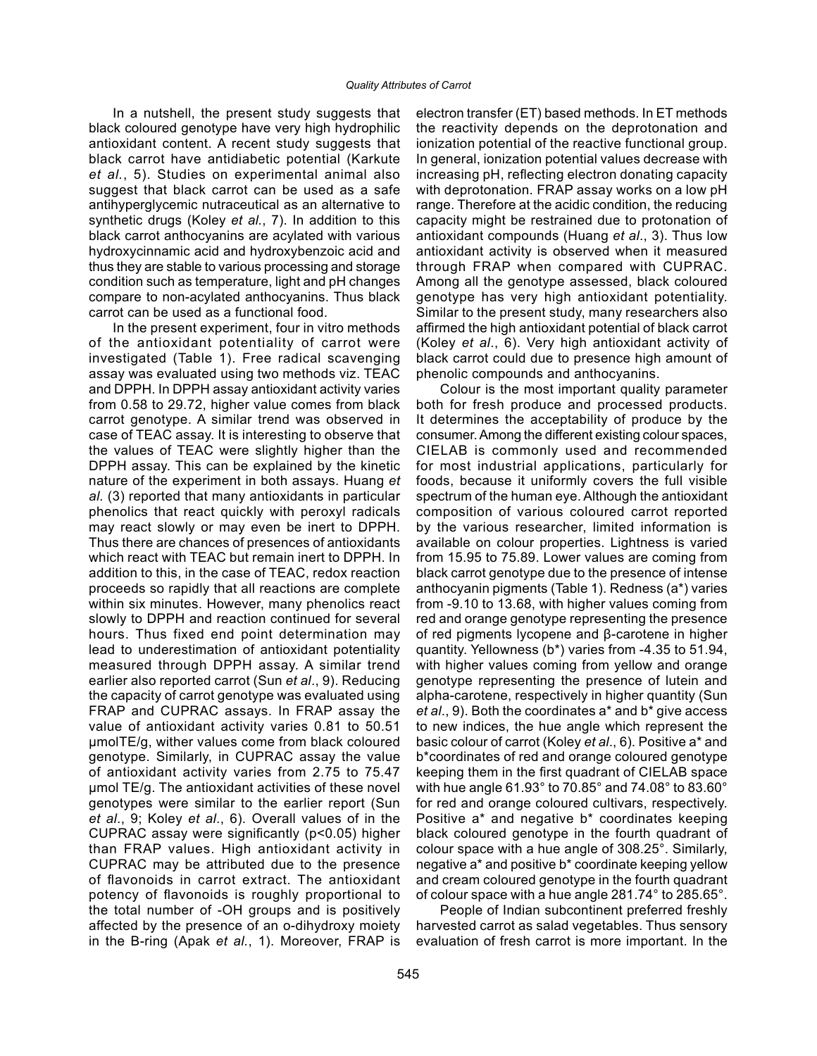In a nutshell, the present study suggests that black coloured genotype have very high hydrophilic antioxidant content. A recent study suggests that black carrot have antidiabetic potential (Karkute *et al.*, 5). Studies on experimental animal also suggest that black carrot can be used as a safe antihyperglycemic nutraceutical as an alternative to synthetic drugs (Koley *et al.*, 7). In addition to this black carrot anthocyanins are acylated with various hydroxycinnamic acid and hydroxybenzoic acid and thus they are stable to various processing and storage condition such as temperature, light and pH changes compare to non-acylated anthocyanins. Thus black carrot can be used as a functional food.

In the present experiment, four in vitro methods of the antioxidant potentiality of carrot were investigated (Table 1). Free radical scavenging assay was evaluated using two methods viz. TEAC and DPPH. In DPPH assay antioxidant activity varies from 0.58 to 29.72, higher value comes from black carrot genotype. A similar trend was observed in case of TEAC assay. It is interesting to observe that the values of TEAC were slightly higher than the DPPH assay. This can be explained by the kinetic nature of the experiment in both assays. Huang *et al.* (3) reported that many antioxidants in particular phenolics that react quickly with peroxyl radicals may react slowly or may even be inert to DPPH. Thus there are chances of presences of antioxidants which react with TEAC but remain inert to DPPH. In addition to this, in the case of TEAC, redox reaction proceeds so rapidly that all reactions are complete within six minutes. However, many phenolics react slowly to DPPH and reaction continued for several hours. Thus fixed end point determination may lead to underestimation of antioxidant potentiality measured through DPPH assay. A similar trend earlier also reported carrot (Sun *et al*., 9). Reducing the capacity of carrot genotype was evaluated using FRAP and CUPRAC assays. In FRAP assay the value of antioxidant activity varies 0.81 to 50.51 µmolTE/g, wither values come from black coloured genotype. Similarly, in CUPRAC assay the value of antioxidant activity varies from 2.75 to 75.47 µmol TE/g. The antioxidant activities of these novel genotypes were similar to the earlier report (Sun *et al*., 9; Koley *et al*., 6). Overall values of in the CUPRAC assay were significantly ($p<0.05$) higher than FRAP values. High antioxidant activity in CUPRAC may be attributed due to the presence of flavonoids in carrot extract. The antioxidant potency of flavonoids is roughly proportional to the total number of -OH groups and is positively affected by the presence of an o-dihydroxy moiety in the B-ring (Apak *et al.*, 1). Moreover, FRAP is electron transfer (ET) based methods. In ET methods the reactivity depends on the deprotonation and ionization potential of the reactive functional group. In general, ionization potential values decrease with increasing pH, reflecting electron donating capacity with deprotonation. FRAP assay works on a low pH range. Therefore at the acidic condition, the reducing capacity might be restrained due to protonation of antioxidant compounds (Huang *et al*., 3). Thus low antioxidant activity is observed when it measured through FRAP when compared with CUPRAC. Among all the genotype assessed, black coloured genotype has very high antioxidant potentiality. Similar to the present study, many researchers also affirmed the high antioxidant potential of black carrot (Koley *et al*., 6). Very high antioxidant activity of black carrot could due to presence high amount of phenolic compounds and anthocyanins.

Colour is the most important quality parameter both for fresh produce and processed products. It determines the acceptability of produce by the consumer. Among the different existing colour spaces, CIELAB is commonly used and recommended for most industrial applications, particularly for foods, because it uniformly covers the full visible spectrum of the human eye. Although the antioxidant composition of various coloured carrot reported by the various researcher, limited information is available on colour properties. Lightness is varied from 15.95 to 75.89. Lower values are coming from black carrot genotype due to the presence of intense anthocyanin pigments (Table 1). Redness (a*) varies from -9.10 to 13.68, with higher values coming from red and orange genotype representing the presence of red pigments lycopene and β-carotene in higher quantity. Yellowness (b*) varies from -4.35 to 51.94, with higher values coming from yellow and orange genotype representing the presence of lutein and alpha-carotene, respectively in higher quantity (Sun *et al*., 9). Both the coordinates a* and b* give access to new indices, the hue angle which represent the basic colour of carrot (Koley *et al*., 6). Positive a* and b*coordinates of red and orange coloured genotype keeping them in the first quadrant of CIELAB space with hue angle 61.93° to 70.85° and 74.08° to 83.60° for red and orange coloured cultivars, respectively. Positive a* and negative b* coordinates keeping black coloured genotype in the fourth quadrant of colour space with a hue angle of 308.25°. Similarly, negative a* and positive b* coordinate keeping yellow and cream coloured genotype in the fourth quadrant of colour space with a hue angle 281.74° to 285.65°.

People of Indian subcontinent preferred freshly harvested carrot as salad vegetables. Thus sensory evaluation of fresh carrot is more important. In the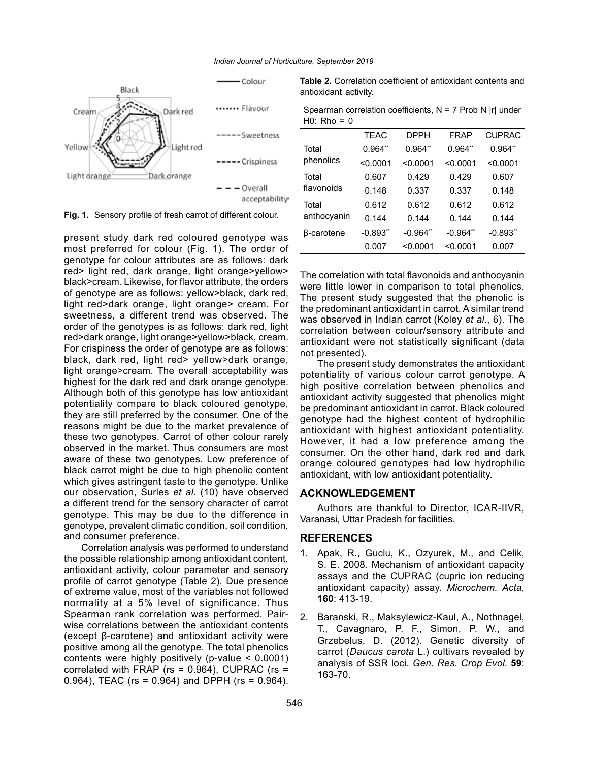**Fig. 1.** Sensory profile of fresh carrot of different colour.

present study dark red coloured genotype was most preferred for colour (Fig. 1). The order of genotype for colour attributes are as follows: dark red> light red, dark orange, light orange>yellow> black>cream. Likewise, for flavor attribute, the orders of genotype are as follows: yellow>black, dark red, light red>dark orange, light orange> cream. For sweetness, a different trend was observed. The order of the genotypes is as follows: dark red, light red>dark orange, light orange>yellow>black, cream. For crispiness the order of genotype are as follows: black, dark red, light red> yellow>dark orange, light orange>cream. The overall acceptability was highest for the dark red and dark orange genotype. Although both of this genotype has low antioxidant potentiality compare to black coloured genotype, they are still preferred by the consumer. One of the reasons might be due to the market prevalence of these two genotypes. Carrot of other colour rarely observed in the market. Thus consumers are most aware of these two genotypes. Low preference of black carrot might be due to high phenolic content which gives astringent taste to the genotype. Unlike our observation, Surles *et al.* (10) have observed a different trend for the sensory character of carrot genotype. This may be due to the difference in genotype, prevalent climatic condition, soil condition, and consumer preference.

Correlation analysis was performed to understand the possible relationship among antioxidant content, antioxidant activity, colour parameter and sensory profile of carrot genotype (Table 2). Due presence of extreme value, most of the variables not followed normality at a 5% level of significance. Thus Spearman rank correlation was performed. Pair-wise correlations between the antioxidant contents (except β-carotene) and antioxidant activity were positive among all the genotype. The total phenolics contents were highly positively (p-value < 0.0001) correlated with FRAP (rs = 0.964), CUPRAC (rs = 0.964), TEAC (rs = 0.964) and DPPH (rs = 0.964).

**Table 2.** Correlation coefficient of antioxidant contents and antioxidant activity.

Spearman correlation coefficients, N = 7 Prob N |r| under H0: Rho = 0

| | TEAC | DPPH | FRAP | CUPRAC |
|---|---|---|---|---|
| Total phenolics | 0.964** | 0.964** | 0.964** | 0.964** |
| | <0.0001 | <0.0001 | <0.0001 | <0.0001 |
| Total flavonoids | 0.607 | 0.429 | 0.429 | 0.607 |
| | 0.148 | 0.337 | 0.337 | 0.148 |
| Total anthocyanin | 0.612 | 0.612 | 0.612 | 0.612 |
| | 0.144 | 0.144 | 0.144 | 0.144 |
| β-carotene | -0.893** | -0.964** | -0.964** | -0.893** |
| | 0.007 | <0.0001 | <0.0001 | 0.007 |

The correlation with total flavonoids and anthocyanin were little lower in comparison to total phenolics. The present study suggested that the phenolic is the predominant antioxidant in carrot. A similar trend was observed in Indian carrot (Koley *et al*., 6). The correlation between colour/sensory attribute and antioxidant were not statistically significant (data not presented).

The present study demonstrates the antioxidant potentiality of various colour carrot genotype. A high positive correlation between phenolics and antioxidant activity suggested that phenolics might be predominant antioxidant in carrot. Black coloured genotype had the highest content of hydrophilic antioxidant with highest antioxidant potentiality. However, it had a low preference among the consumer. On the other hand, dark red and dark orange coloured genotypes had low hydrophilic antioxidant, with low antioxidant potentiality.

## ACKNOWLEDGEMENT

Authors are thankful to Director, ICAR-IIVR, Varanasi, Uttar Pradesh for facilities.

## REFERENCES

1. Apak, R., Guclu, K., Ozyurek, M., and Celik, S. E. 2008. Mechanism of antioxidant capacity assays and the CUPRAC (cupric ion reducing antioxidant capacity) assay. *Microchem. Acta*, **160**: 413-19.
2. Baranski, R., Maksylewicz-Kaul, A., Nothnagel, T., Cavagnaro, P. F., Simon, P. W., and Grzebelus, D. (2012). Genetic diversity of carrot (*Daucus carota* L.) cultivars revealed by analysis of SSR loci. *Gen. Res. Crop Evol.* **59**: 163-70.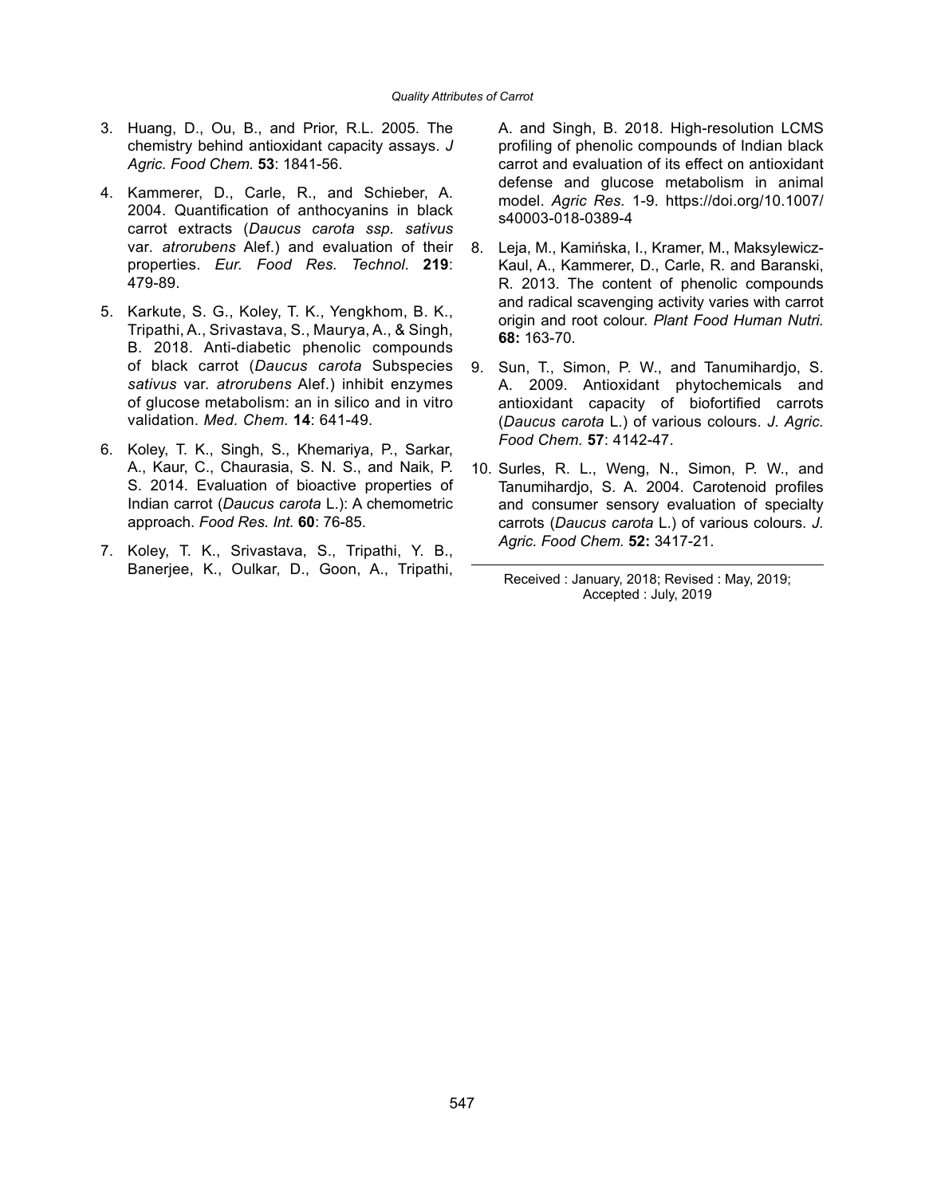3. Huang, D., Ou, B., and Prior, R.L. 2005. The chemistry behind antioxidant capacity assays. *J Agric. Food Chem.* **53**: 1841-56.

4. Kammerer, D., Carle, R., and Schieber, A. 2004. Quantification of anthocyanins in black carrot extracts (*Daucus carota ssp. sativus* var. *atrorubens* Alef.) and evaluation of their properties. *Eur. Food Res. Technol.* **219**: 479-89.

5. Karkute, S. G., Koley, T. K., Yengkhom, B. K., Tripathi, A., Srivastava, S., Maurya, A., & Singh, B. 2018. Anti-diabetic phenolic compounds of black carrot (*Daucus carota* Subspecies *sativus* var. *atrorubens* Alef.) inhibit enzymes of glucose metabolism: an in silico and in vitro validation. *Med. Chem.* **14**: 641-49.

6. Koley, T. K., Singh, S., Khemariya, P., Sarkar, A., Kaur, C., Chaurasia, S. N. S., and Naik, P. S. 2014. Evaluation of bioactive properties of Indian carrot (*Daucus carota* L.): A chemometric approach. *Food Res. Int.* **60**: 76-85.

7. Koley, T. K., Srivastava, S., Tripathi, Y. B., Banerjee, K., Oulkar, D., Goon, A., Tripathi, A. and Singh, B. 2018. High-resolution LCMS profiling of phenolic compounds of Indian black carrot and evaluation of its effect on antioxidant defense and glucose metabolism in animal model. *Agric Res.* 1-9. https://doi.org/10.1007/s40003-018-0389-4

8. Leja, M., Kamińska, I., Kramer, M., Maksylewicz-Kaul, A., Kammerer, D., Carle, R. and Baranski, R. 2013. The content of phenolic compounds and radical scavenging activity varies with carrot origin and root colour. *Plant Food Human Nutri.* **68:** 163-70.

9. Sun, T., Simon, P. W., and Tanumihardjo, S. A. 2009. Antioxidant phytochemicals and antioxidant capacity of biofortified carrots (*Daucus carota* L.) of various colours. *J. Agric. Food Chem.* **57**: 4142-47.

10. Surles, R. L., Weng, N., Simon, P. W., and Tanumihardjo, S. A. 2004. Carotenoid profiles and consumer sensory evaluation of specialty carrots (*Daucus carota* L.) of various colours. *J. Agric. Food Chem.* **52:** 3417-21.

---

Received : January, 2018; Revised : May, 2019; Accepted : July, 2019